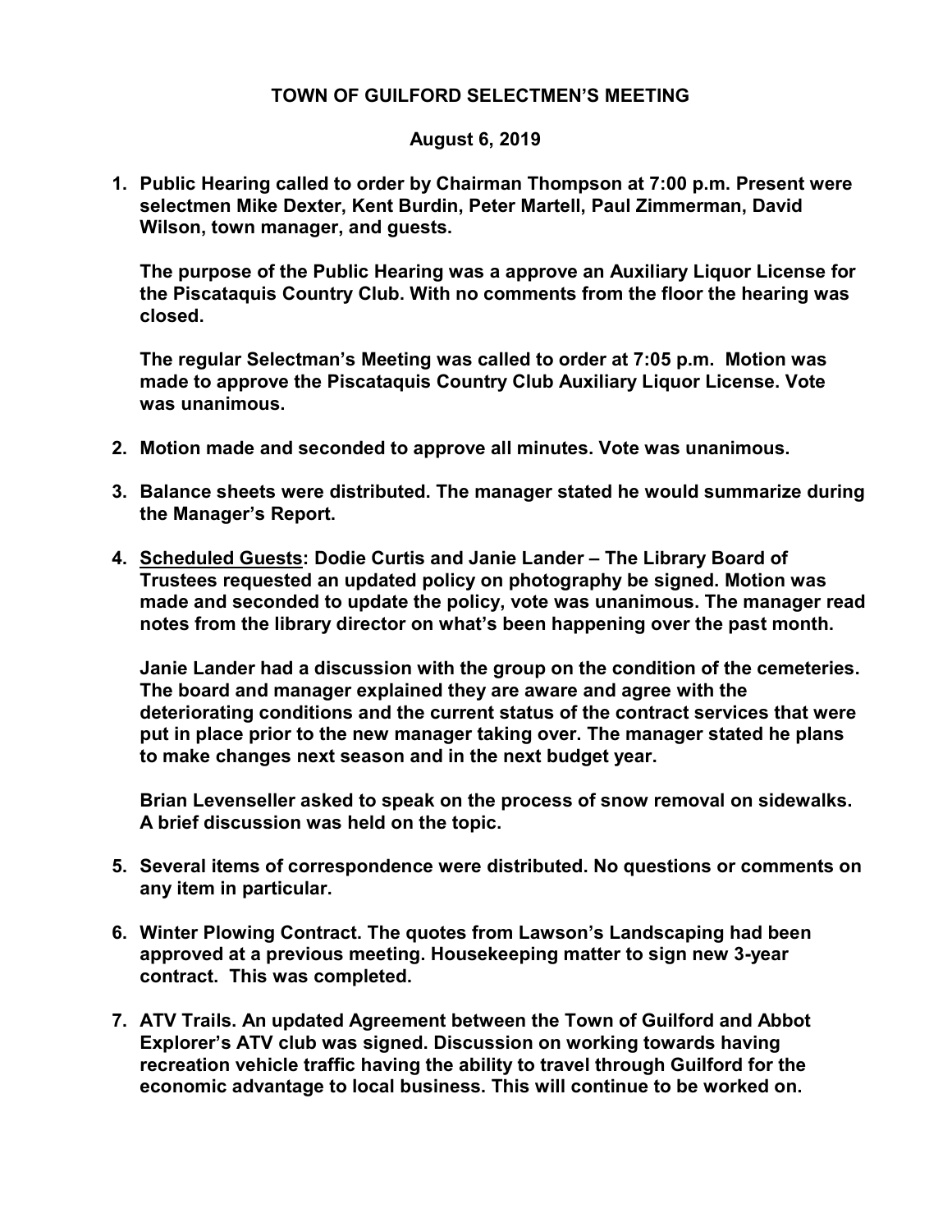**TOWN OF GUILFORD SELECTMEN'S MEETING**

**August 6, 2019**

1. **Public Hearing called to order by Chairman Thompson at 7:00 p.m. Present were selectmen Mike Dexter, Kent Burdin, Peter Martell, Paul Zimmerman, David Wilson, town manager, and guests.**

   **The purpose of the Public Hearing was a approve an Auxiliary Liquor License for the Piscataquis Country Club. With no comments from the floor the hearing was closed.**

   **The regular Selectman's Meeting was called to order at 7:05 p.m. Motion was made to approve the Piscataquis Country Club Auxiliary Liquor License. Vote was unanimous.**

2. **Motion made and seconded to approve all minutes. Vote was unanimous.**

3. **Balance sheets were distributed. The manager stated he would summarize during the Manager's Report.**

4. **<u>Scheduled Guests</u>: Dodie Curtis and Janie Lander – The Library Board of Trustees requested an updated policy on photography be signed. Motion was made and seconded to update the policy, vote was unanimous. The manager read notes from the library director on what's been happening over the past month.**

   **Janie Lander had a discussion with the group on the condition of the cemeteries. The board and manager explained they are aware and agree with the deteriorating conditions and the current status of the contract services that were put in place prior to the new manager taking over. The manager stated he plans to make changes next season and in the next budget year.**

   **Brian Levenseller asked to speak on the process of snow removal on sidewalks. A brief discussion was held on the topic.**

5. **Several items of correspondence were distributed. No questions or comments on any item in particular.**

6. **Winter Plowing Contract. The quotes from Lawson's Landscaping had been approved at a previous meeting. Housekeeping matter to sign new 3-year contract. This was completed.**

7. **ATV Trails. An updated Agreement between the Town of Guilford and Abbot Explorer's ATV club was signed. Discussion on working towards having recreation vehicle traffic having the ability to travel through Guilford for the economic advantage to local business. This will continue to be worked on.**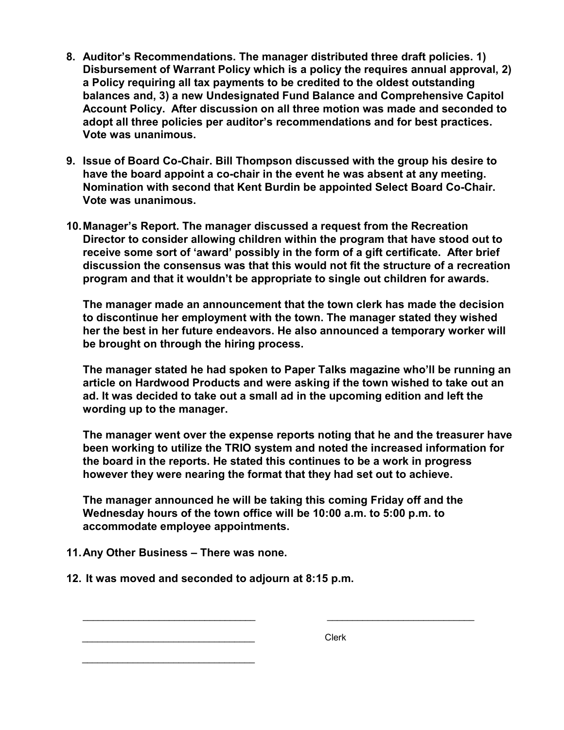8. **Auditor's Recommendations. The manager distributed three draft policies. 1) Disbursement of Warrant Policy which is a policy the requires annual approval, 2) a Policy requiring all tax payments to be credited to the oldest outstanding balances and, 3) a new Undesignated Fund Balance and Comprehensive Capitol Account Policy. After discussion on all three motion was made and seconded to adopt all three policies per auditor's recommendations and for best practices. Vote was unanimous.**

9. **Issue of Board Co-Chair. Bill Thompson discussed with the group his desire to have the board appoint a co-chair in the event he was absent at any meeting. Nomination with second that Kent Burdin be appointed Select Board Co-Chair. Vote was unanimous.**

10. **Manager's Report. The manager discussed a request from the Recreation Director to consider allowing children within the program that have stood out to receive some sort of 'award' possibly in the form of a gift certificate. After brief discussion the consensus was that this would not fit the structure of a recreation program and that it wouldn't be appropriate to single out children for awards.**

    **The manager made an announcement that the town clerk has made the decision to discontinue her employment with the town. The manager stated they wished her the best in her future endeavors. He also announced a temporary worker will be brought on through the hiring process.**

    **The manager stated he had spoken to Paper Talks magazine who'll be running an article on Hardwood Products and were asking if the town wished to take out an ad. It was decided to take out a small ad in the upcoming edition and left the wording up to the manager.**

    **The manager went over the expense reports noting that he and the treasurer have been working to utilize the TRIO system and noted the increased information for the board in the reports. He stated this continues to be a work in progress however they were nearing the format that they had set out to achieve.**

    **The manager announced he will be taking this coming Friday off and the Wednesday hours of the town office will be 10:00 a.m. to 5:00 p.m. to accommodate employee appointments.**

11. **Any Other Business – There was none.**

12. **It was moved and seconded to adjourn at 8:15 p.m.**

_______________________________ _______________________________

_______________________________ Clerk

_______________________________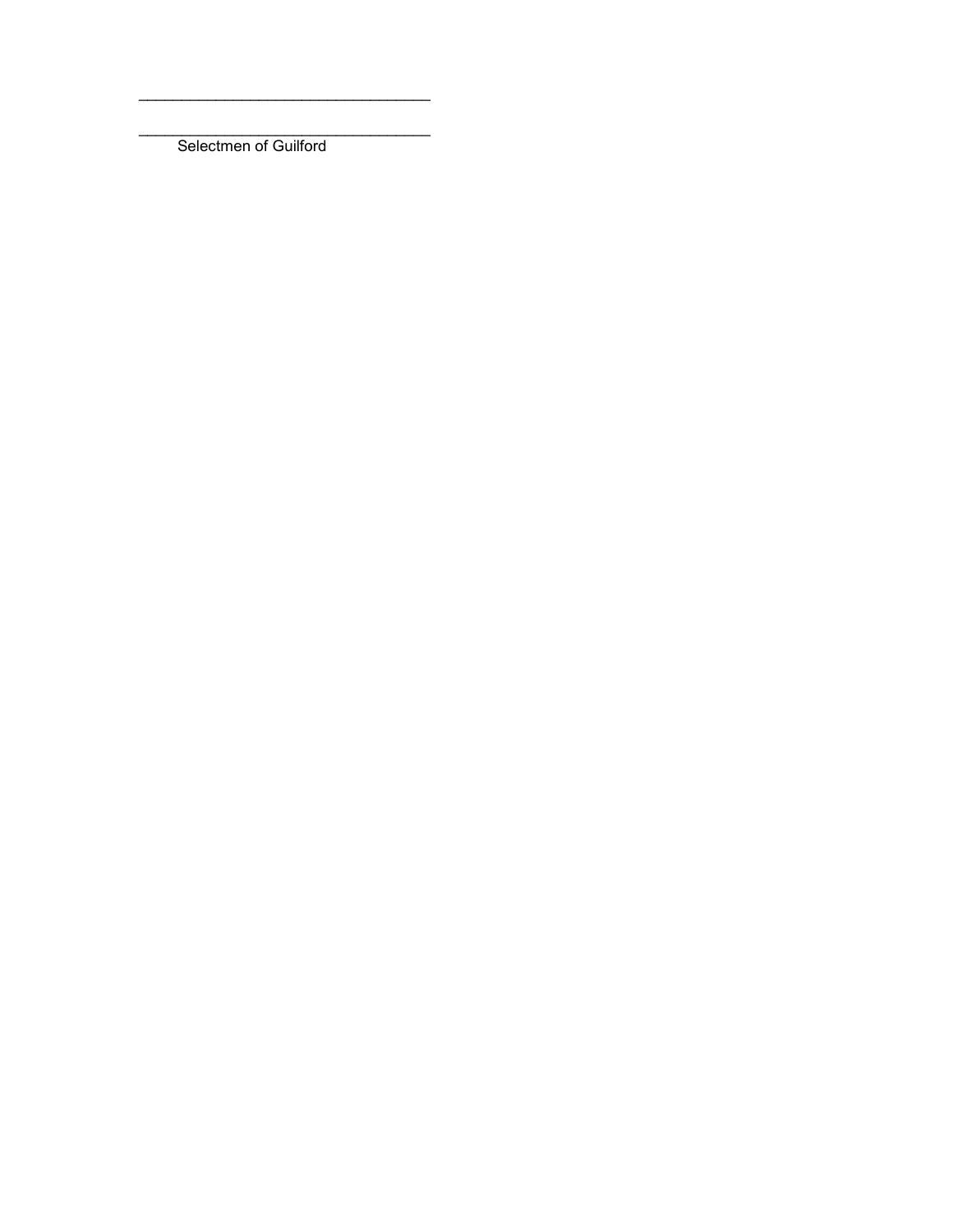\_\_\_\_\_\_\_\_\_\_\_\_\_\_\_\_\_\_\_\_\_\_\_\_\_\_\_\_\_\_\_\_\_\_

\_\_\_\_\_\_\_\_\_\_\_\_\_\_\_\_\_\_\_\_\_\_\_\_\_\_\_\_\_\_\_\_\_\_

Selectmen of Guilford